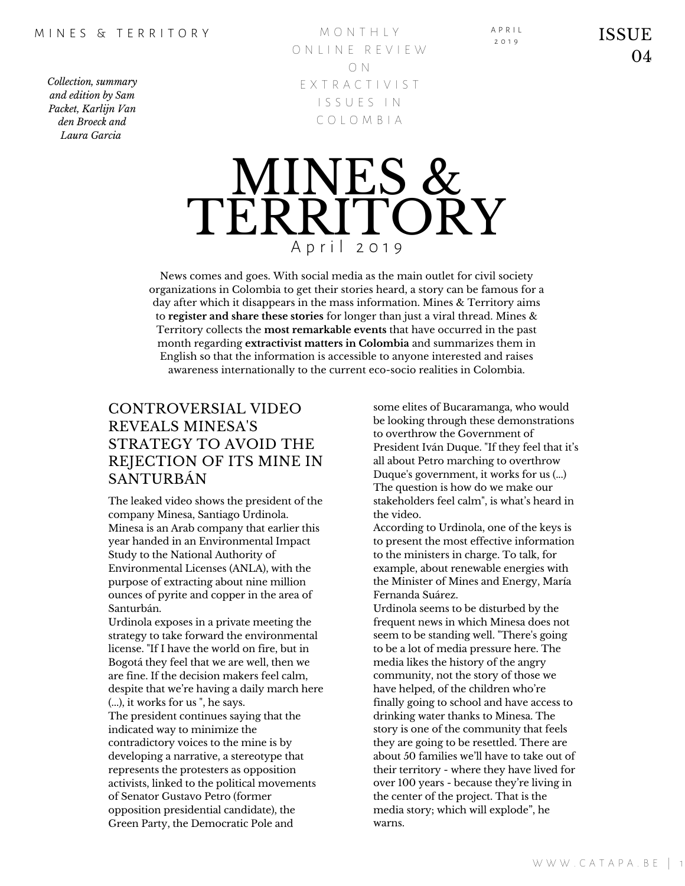MINES & TERRITORY

MONTHLY ONLINE REVIEW ON EXTRACTIVIST ISSUES IN COLOMBIA

APRIL 2019

ISSUE 04

*Collection, summary and edition by Sam Packet, Karlijn Van den Broeck and Laura Garcia*

# MINES & TERRITORY

April 2019

News comes and goes. With social media as the main outlet for civil society organizations in Colombia to get their stories heard, a story can be famous for a day after which it disappears in the mass information. Mines & Territory aims to **register and share these stories** for longer than just a viral thread. Mines & Territory collects the **most remarkable events** that have occurred in the past month regarding **extractivist matters in Colombia** and summarizes them in English so that the information is accessible to anyone interested and raises awareness internationally to the current eco-socio realities in Colombia.

## CONTROVERSIAL VIDEO REVEALS MINESA'S STRATEGY TO AVOID THE REJECTION OF ITS MINE IN SANTURBÁN

The leaked video shows the president of the company Minesa, Santiago Urdinola. Minesa is an Arab company that earlier this year handed in an Environmental Impact Study to the National Authority of Environmental Licenses (ANLA), with the purpose of extracting about nine million ounces of pyrite and copper in the area of Santurbán.

Urdinola exposes in a private meeting the strategy to take forward the environmental license. "If I have the world on fire, but in Bogotá they feel that we are well, then we are fine. If the decision makers feel calm, despite that we're having a daily march here (...), it works for us ", he says.

The president continues saying that the indicated way to minimize the contradictory voices to the mine is by developing a narrative, a stereotype that represents the protesters as opposition activists, linked to the political movements of Senator Gustavo Petro (former opposition presidential candidate), the Green Party, the Democratic Pole and some elites of Bucaramanga, who would be looking through these demonstrations to overthrow the Government of President Iván Duque. "If they feel that it's all about Petro marching to overthrow Duque's government, it works for us (...) The question is how do we make our stakeholders feel calm", is what's heard in the video.

According to Urdinola, one of the keys is to present the most effective information to the ministers in charge. To talk, for example, about renewable energies with the Minister of Mines and Energy, María Fernanda Suárez.

Urdinola seems to be disturbed by the frequent news in which Minesa does not seem to be standing well. "There's going to be a lot of media pressure here. The media likes the history of the angry community, not the story of those we have helped, of the children who're finally going to school and have access to drinking water thanks to Minesa. The story is one of the community that feels they are going to be resettled. There are about 50 families we'll have to take out of their territory - where they have lived for over 100 years - because they're living in the center of the project. That is the media story; which will explode", he warns.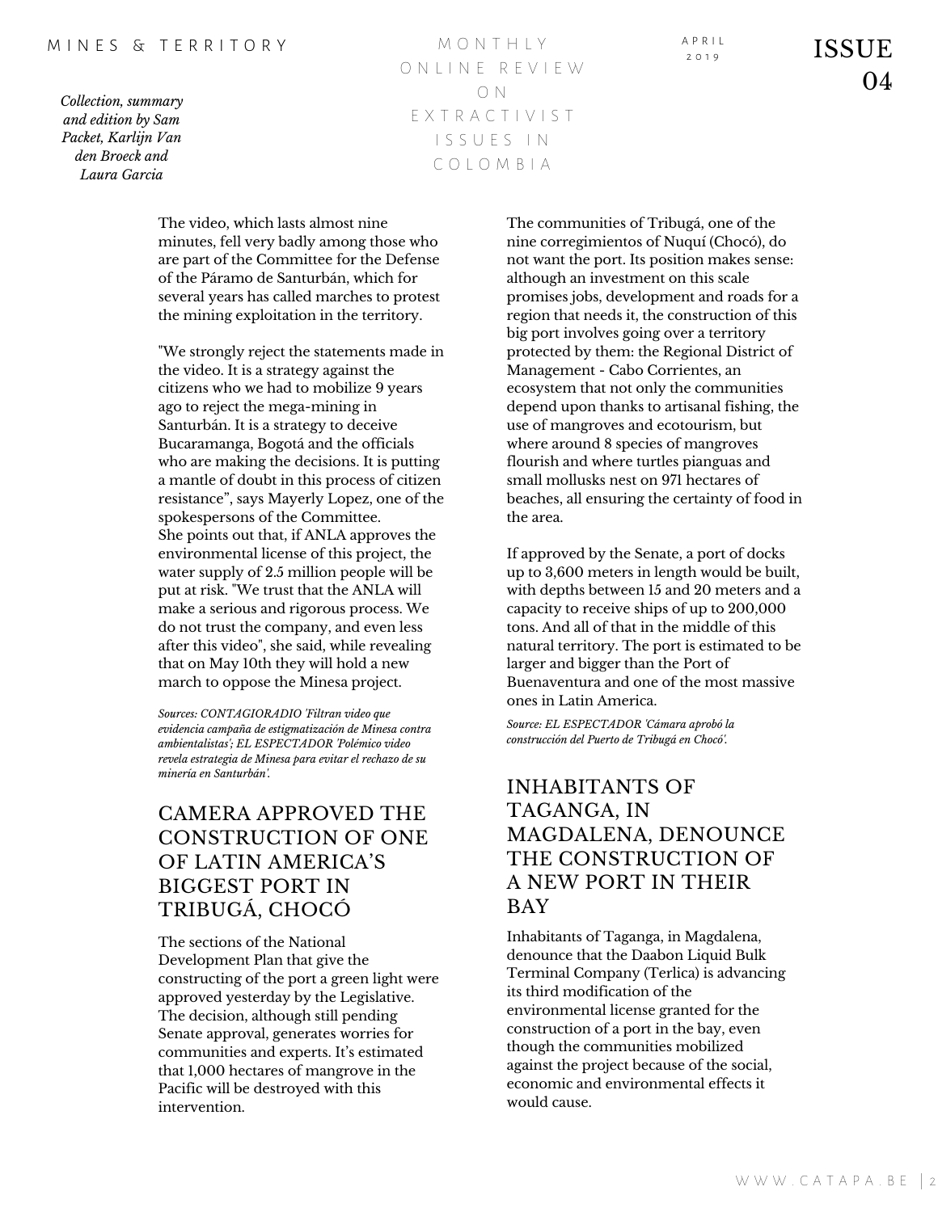The video, which lasts almost nine minutes, fell very badly among those who are part of the Committee for the Defense of the Páramo de Santurbán, which for several years has called marches to protest the mining exploitation in the territory.

"We strongly reject the statements made in the video. It is a strategy against the citizens who we had to mobilize 9 years ago to reject the mega-mining in Santurbán. It is a strategy to deceive Bucaramanga, Bogotá and the officials who are making the decisions. It is putting a mantle of doubt in this process of citizen resistance", says Mayerly Lopez, one of the spokespersons of the Committee. She points out that, if ANLA approves the environmental license of this project, the water supply of 2.5 million people will be put at risk. "We trust that the ANLA will make a serious and rigorous process. We do not trust the company, and even less after this video", she said, while revealing that on May 10th they will hold a new march to oppose the Minesa project.

*Sources: CONTAGIORADIO 'Filtran video que evidencia campaña de estigmatización de Minesa contra ambientalistas'; EL ESPECTADOR 'Polémico video revela estrategia de Minesa para evitar el rechazo de su minería en Santurbán'.*

## CAMERA APPROVED THE CONSTRUCTION OF ONE OF LATIN AMERICA'S BIGGEST PORT IN TRIBUGÁ, CHOCÓ

The sections of the National Development Plan that give the constructing of the port a green light were approved yesterday by the Legislative. The decision, although still pending Senate approval, generates worries for communities and experts. It's estimated that 1,000 hectares of mangrove in the Pacific will be destroyed with this intervention.

The communities of Tribugá, one of the nine corregimientos of Nuquí (Chocó), do not want the port. Its position makes sense: although an investment on this scale promises jobs, development and roads for a region that needs it, the construction of this big port involves going over a territory protected by them: the Regional District of Management - Cabo Corrientes, an ecosystem that not only the communities depend upon thanks to artisanal fishing, the use of mangroves and ecotourism, but where around 8 species of mangroves flourish and where turtles pianguas and small mollusks nest on 971 hectares of beaches, all ensuring the certainty of food in the area.

If approved by the Senate, a port of docks up to 3,600 meters in length would be built, with depths between 15 and 20 meters and a capacity to receive ships of up to 200,000 tons. And all of that in the middle of this natural territory. The port is estimated to be larger and bigger than the Port of Buenaventura and one of the most massive ones in Latin America.

*Source: EL ESPECTADOR 'Cámara aprobó la construcción del Puerto de Tribugá en Chocó'.*

## INHABITANTS OF TAGANGA, IN MAGDALENA, DENOUNCE THE CONSTRUCTION OF A NEW PORT IN THEIR BAY

Inhabitants of Taganga, in Magdalena, denounce that the Daabon Liquid Bulk Terminal Company (Terlica) is advancing its third modification of the environmental license granted for the construction of a port in the bay, even though the communities mobilized against the project because of the social, economic and environmental effects it would cause.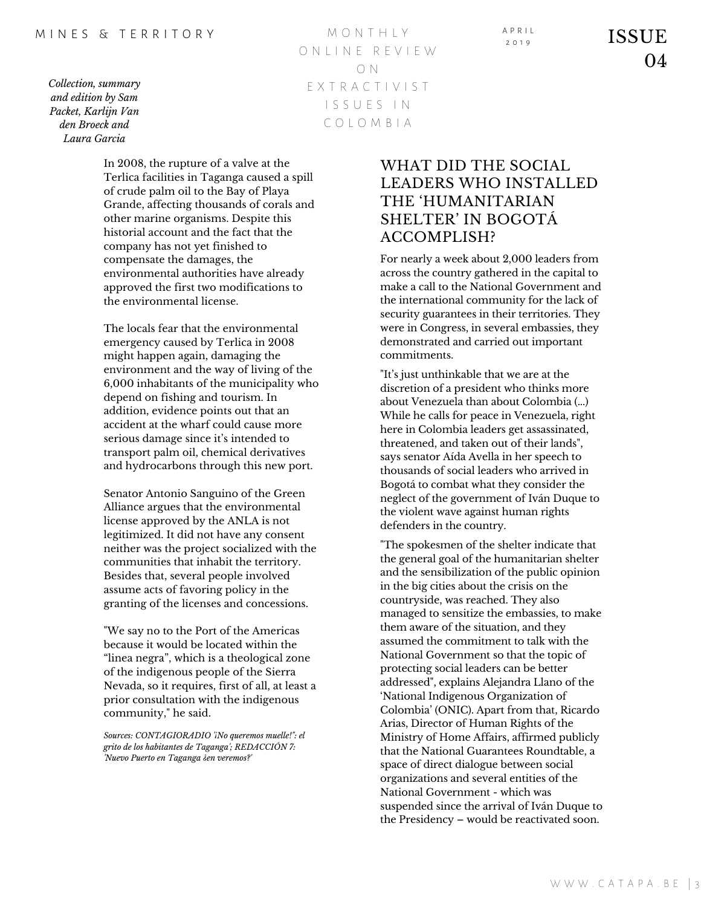In 2008, the rupture of a valve at the Terlica facilities in Taganga caused a spill of crude palm oil to the Bay of Playa Grande, affecting thousands of corals and other marine organisms. Despite this historial account and the fact that the company has not yet finished to compensate the damages, the environmental authorities have already approved the first two modifications to the environmental license.

The locals fear that the environmental emergency caused by Terlica in 2008 might happen again, damaging the environment and the way of living of the 6,000 inhabitants of the municipality who depend on fishing and tourism. In addition, evidence points out that an accident at the wharf could cause more serious damage since it's intended to transport palm oil, chemical derivatives and hydrocarbons through this new port.

Senator Antonio Sanguino of the Green Alliance argues that the environmental license approved by the ANLA is not legitimized. It did not have any consent neither was the project socialized with the communities that inhabit the territory. Besides that, several people involved assume acts of favoring policy in the granting of the licenses and concessions.

"We say no to the Port of the Americas because it would be located within the "linea negra", which is a theological zone of the indigenous people of the Sierra Nevada, so it requires, first of all, at least a prior consultation with the indigenous community," he said.

*Sources: CONTAGIORADIO '¡No queremos muelle!": el grito de los habitantes de Taganga'; REDACCIÓN 7: 'Nuevo Puerto en Taganga ¿en veremos?'*

## WHAT DID THE SOCIAL LEADERS WHO INSTALLED THE 'HUMANITARIAN SHELTER' IN BOGOTÁ ACCOMPLISH?

For nearly a week about 2,000 leaders from across the country gathered in the capital to make a call to the National Government and the international community for the lack of security guarantees in their territories. They were in Congress, in several embassies, they demonstrated and carried out important commitments.

"It's just unthinkable that we are at the discretion of a president who thinks more about Venezuela than about Colombia (...) While he calls for peace in Venezuela, right here in Colombia leaders get assassinated, threatened, and taken out of their lands", says senator Aída Avella in her speech to thousands of social leaders who arrived in Bogotá to combat what they consider the neglect of the government of Iván Duque to the violent wave against human rights defenders in the country.

"The spokesmen of the shelter indicate that the general goal of the humanitarian shelter and the sensibilization of the public opinion in the big cities about the crisis on the countryside, was reached. They also managed to sensitize the embassies, to make them aware of the situation, and they assumed the commitment to talk with the National Government so that the topic of protecting social leaders can be better addressed", explains Alejandra Llano of the 'National Indigenous Organization of Colombia' (ONIC). Apart from that, Ricardo Arias, Director of Human Rights of the Ministry of Home Affairs, affirmed publicly that the National Guarantees Roundtable, a space of direct dialogue between social organizations and several entities of the National Government - which was suspended since the arrival of Iván Duque to the Presidency – would be reactivated soon.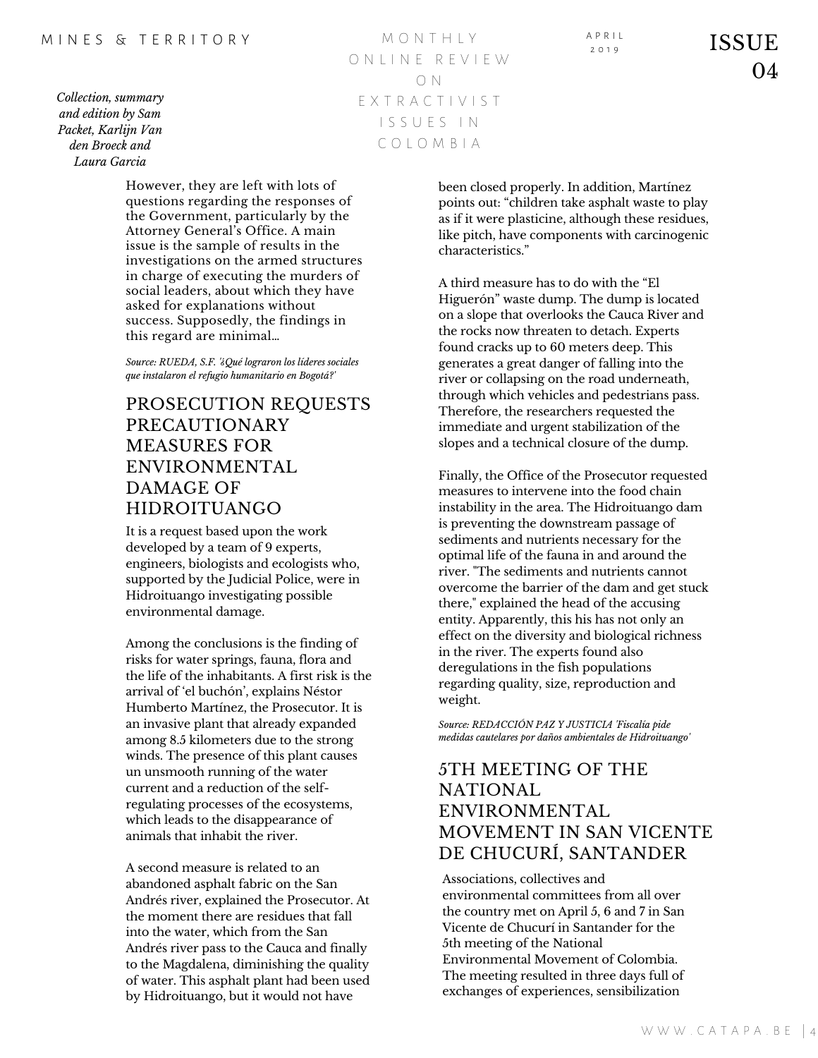However, they are left with lots of questions regarding the responses of the Government, particularly by the Attorney General's Office. A main issue is the sample of results in the investigations on the armed structures in charge of executing the murders of social leaders, about which they have asked for explanations without success. Supposedly, the findings in this regard are minimal...

*Source: RUEDA, S.F. '¿Qué lograron los líderes sociales que instalaron el refugio humanitario en Bogotá?'*

## PROSECUTION REQUESTS PRECAUTIONARY MEASURES FOR ENVIRONMENTAL DAMAGE OF HIDROITUANGO

It is a request based upon the work developed by a team of 9 experts, engineers, biologists and ecologists who, supported by the Judicial Police, were in Hidroituango investigating possible environmental damage.

Among the conclusions is the finding of risks for water springs, fauna, flora and the life of the inhabitants. A first risk is the arrival of 'el buchón', explains Néstor Humberto Martínez, the Prosecutor. It is an invasive plant that already expanded among 8.5 kilometers due to the strong winds. The presence of this plant causes un unsmooth running of the water current and a reduction of the self-regulating processes of the ecosystems, which leads to the disappearance of animals that inhabit the river.

A second measure is related to an abandoned asphalt fabric on the San Andrés river, explained the Prosecutor. At the moment there are residues that fall into the water, which from the San Andrés river pass to the Cauca and finally to the Magdalena, diminishing the quality of water. This asphalt plant had been used by Hidroituango, but it would not have been closed properly. In addition, Martínez points out: "children take asphalt waste to play as if it were plasticine, although these residues, like pitch, have components with carcinogenic characteristics."

A third measure has to do with the "El Higuerón" waste dump. The dump is located on a slope that overlooks the Cauca River and the rocks now threaten to detach. Experts found cracks up to 60 meters deep. This generates a great danger of falling into the river or collapsing on the road underneath, through which vehicles and pedestrians pass. Therefore, the researchers requested the immediate and urgent stabilization of the slopes and a technical closure of the dump.

Finally, the Office of the Prosecutor requested measures to intervene into the food chain instability in the area. The Hidroituango dam is preventing the downstream passage of sediments and nutrients necessary for the optimal life of the fauna in and around the river. "The sediments and nutrients cannot overcome the barrier of the dam and get stuck there," explained the head of the accusing entity. Apparently, this his has not only an effect on the diversity and biological richness in the river. The experts found also deregulations in the fish populations regarding quality, size, reproduction and weight.

*Source: REDACCIÓN PAZ Y JUSTICIA 'Fiscalía pide medidas cautelares por daños ambientales de Hidroituango'*

## 5TH MEETING OF THE NATIONAL ENVIRONMENTAL MOVEMENT IN SAN VICENTE DE CHUCURÍ, SANTANDER

Associations, collectives and environmental committees from all over the country met on April 5, 6 and 7 in San Vicente de Chucurí in Santander for the 5th meeting of the National Environmental Movement of Colombia. The meeting resulted in three days full of exchanges of experiences, sensibilization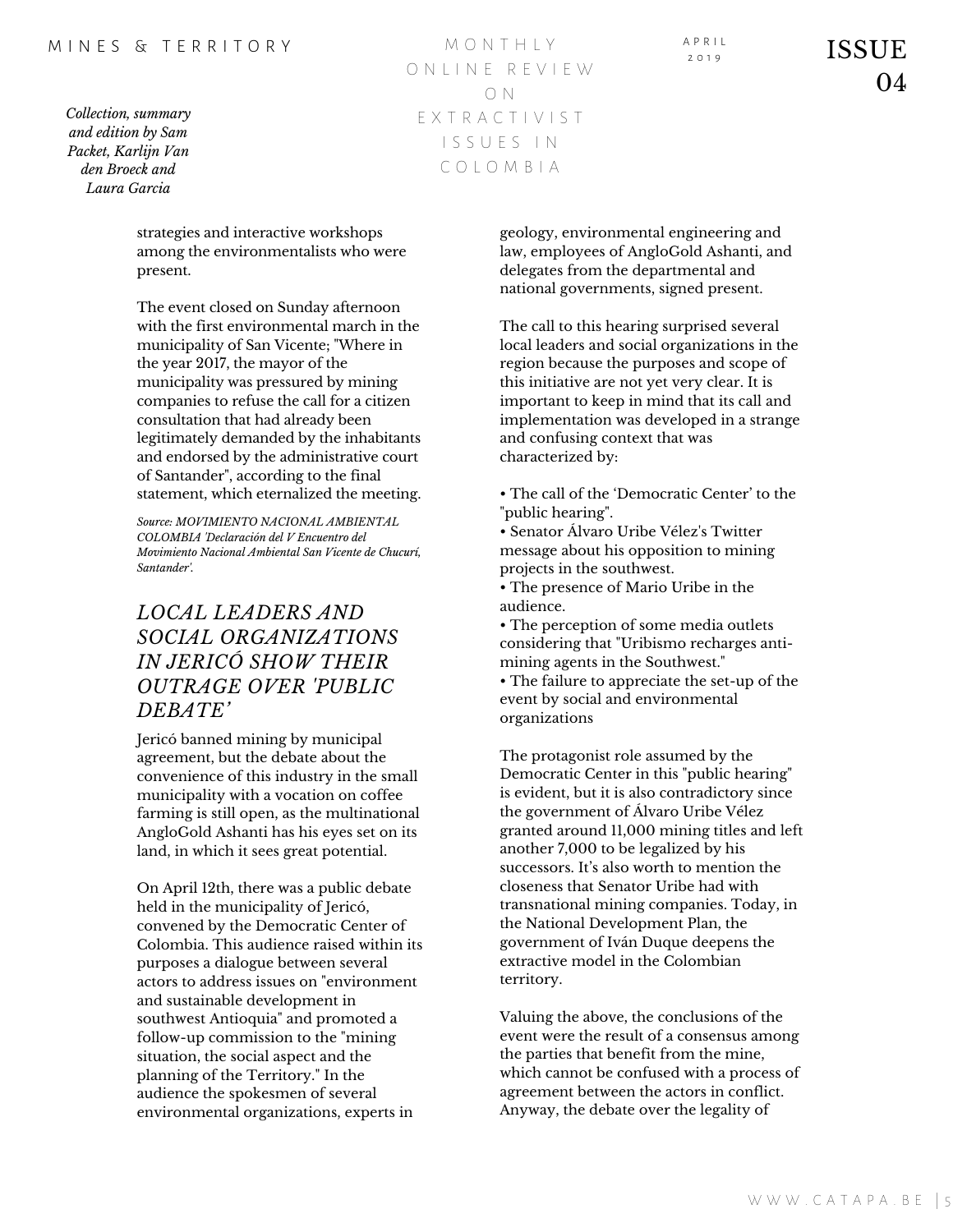strategies and interactive workshops among the environmentalists who were present.

The event closed on Sunday afternoon with the first environmental march in the municipality of San Vicente; "Where in the year 2017, the mayor of the municipality was pressured by mining companies to refuse the call for a citizen consultation that had already been legitimately demanded by the inhabitants and endorsed by the administrative court of Santander", according to the final statement, which eternalized the meeting.

*Source: MOVIMIENTO NACIONAL AMBIENTAL COLOMBIA 'Declaración del V Encuentro del Movimiento Nacional Ambiental San Vicente de Chucurí, Santander'.*

## *LOCAL LEADERS AND SOCIAL ORGANIZATIONS IN JERICÓ SHOW THEIR OUTRAGE OVER 'PUBLIC DEBATE'*

Jericó banned mining by municipal agreement, but the debate about the convenience of this industry in the small municipality with a vocation on coffee farming is still open, as the multinational AngloGold Ashanti has his eyes set on its land, in which it sees great potential.

On April 12th, there was a public debate held in the municipality of Jericó, convened by the Democratic Center of Colombia. This audience raised within its purposes a dialogue between several actors to address issues on "environment and sustainable development in southwest Antioquia" and promoted a follow-up commission to the "mining situation, the social aspect and the planning of the Territory." In the audience the spokesmen of several environmental organizations, experts in geology, environmental engineering and law, employees of AngloGold Ashanti, and delegates from the departmental and national governments, signed present.

The call to this hearing surprised several local leaders and social organizations in the region because the purposes and scope of this initiative are not yet very clear. It is important to keep in mind that its call and implementation was developed in a strange and confusing context that was characterized by:

- The call of the 'Democratic Center' to the "public hearing".
- Senator Álvaro Uribe Vélez's Twitter message about his opposition to mining projects in the southwest.
- The presence of Mario Uribe in the audience.
- The perception of some media outlets considering that "Uribismo recharges anti-mining agents in the Southwest."
- The failure to appreciate the set-up of the event by social and environmental organizations

The protagonist role assumed by the Democratic Center in this "public hearing" is evident, but it is also contradictory since the government of Álvaro Uribe Vélez granted around 11,000 mining titles and left another 7,000 to be legalized by his successors. It's also worth to mention the closeness that Senator Uribe had with transnational mining companies. Today, in the National Development Plan, the government of Iván Duque deepens the extractive model in the Colombian territory.

Valuing the above, the conclusions of the event were the result of a consensus among the parties that benefit from the mine, which cannot be confused with a process of agreement between the actors in conflict. Anyway, the debate over the legality of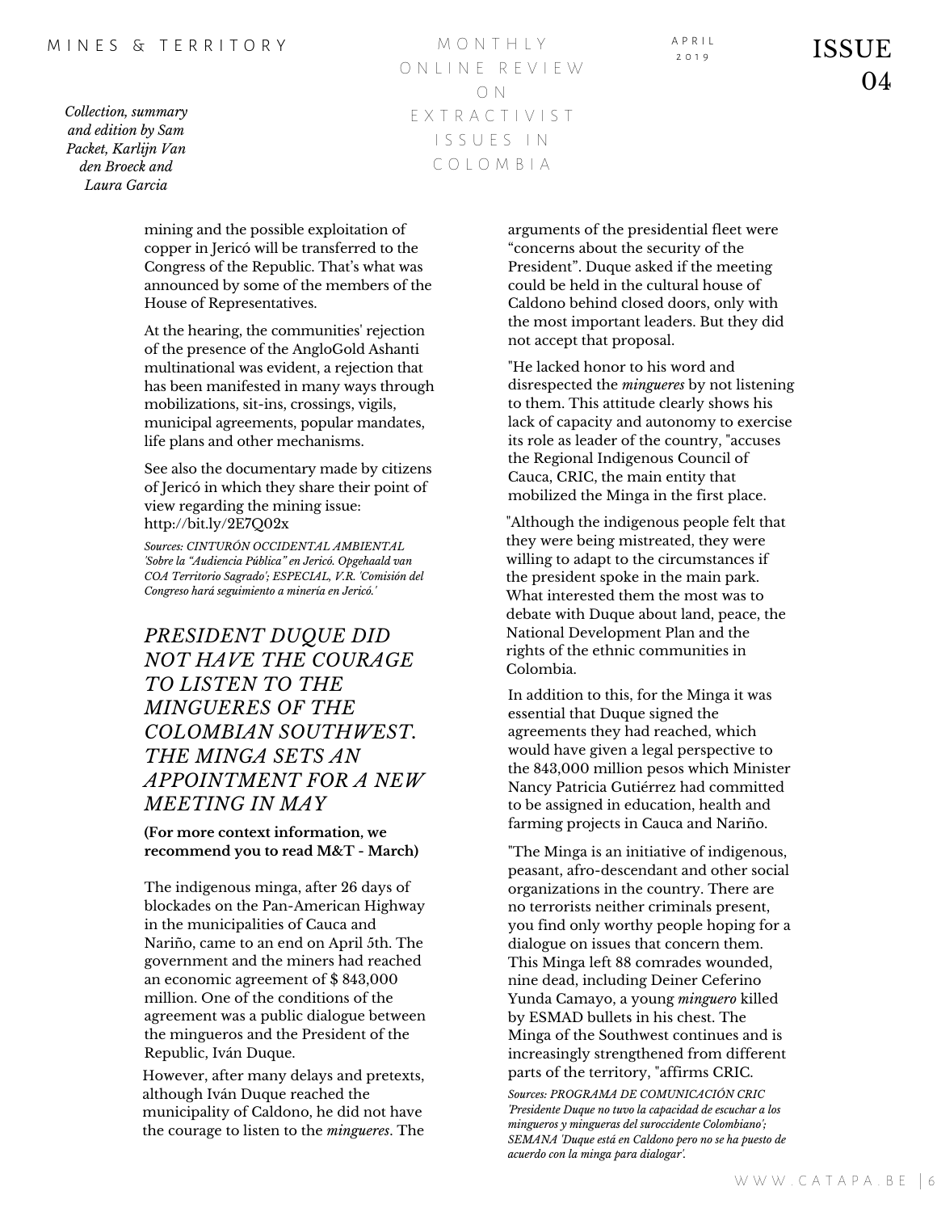mining and the possible exploitation of copper in Jericó will be transferred to the Congress of the Republic. That's what was announced by some of the members of the House of Representatives.

At the hearing, the communities' rejection of the presence of the AngloGold Ashanti multinational was evident, a rejection that has been manifested in many ways through mobilizations, sit-ins, crossings, vigils, municipal agreements, popular mandates, life plans and other mechanisms.

See also the documentary made by citizens of Jericó in which they share their point of view regarding the mining issue: http://bit.ly/2E7Q02x

*Sources: CINTURÓN OCCIDENTAL AMBIENTAL 'Sobre la "Audiencia Pública" en Jericó. Opgehaald van COA Territorio Sagrado'; ESPECIAL, V.R. 'Comisión del Congreso hará seguimiento a minería en Jericó.'*

## *PRESIDENT DUQUE DID NOT HAVE THE COURAGE TO LISTEN TO THE MINGUERES OF THE COLOMBIAN SOUTHWEST. THE MINGA SETS AN APPOINTMENT FOR A NEW MEETING IN MAY*

**(For more context information, we recommend you to read M&T - March)**

The indigenous minga, after 26 days of blockades on the Pan-American Highway in the municipalities of Cauca and Nariño, came to an end on April 5th. The government and the miners had reached an economic agreement of $ 843,000 million. One of the conditions of the agreement was a public dialogue between the mingueros and the President of the Republic, Iván Duque.

However, after many delays and pretexts, although Iván Duque reached the municipality of Caldono, he did not have the courage to listen to the *mingueres*. The arguments of the presidential fleet were "concerns about the security of the President". Duque asked if the meeting could be held in the cultural house of Caldono behind closed doors, only with the most important leaders. But they did not accept that proposal.

"He lacked honor to his word and disrespected the *mingueres* by not listening to them. This attitude clearly shows his lack of capacity and autonomy to exercise its role as leader of the country, "accuses the Regional Indigenous Council of Cauca, CRIC, the main entity that mobilized the Minga in the first place.

"Although the indigenous people felt that they were being mistreated, they were willing to adapt to the circumstances if the president spoke in the main park. What interested them the most was to debate with Duque about land, peace, the National Development Plan and the rights of the ethnic communities in Colombia.

In addition to this, for the Minga it was essential that Duque signed the agreements they had reached, which would have given a legal perspective to the 843,000 million pesos which Minister Nancy Patricia Gutiérrez had committed to be assigned in education, health and farming projects in Cauca and Nariño.

"The Minga is an initiative of indigenous, peasant, afro-descendant and other social organizations in the country. There are no terrorists neither criminals present, you find only worthy people hoping for a dialogue on issues that concern them. This Minga left 88 comrades wounded, nine dead, including Deiner Ceferino Yunda Camayo, a young *minguero* killed by ESMAD bullets in his chest. The Minga of the Southwest continues and is increasingly strengthened from different parts of the territory, "affirms CRIC.

*Sources: PROGRAMA DE COMUNICACIÓN CRIC 'Presidente Duque no tuvo la capacidad de escuchar a los mingueros y mingueras del suroccidente Colombiano'; SEMANA 'Duque está en Caldono pero no se ha puesto de acuerdo con la minga para dialogar'.*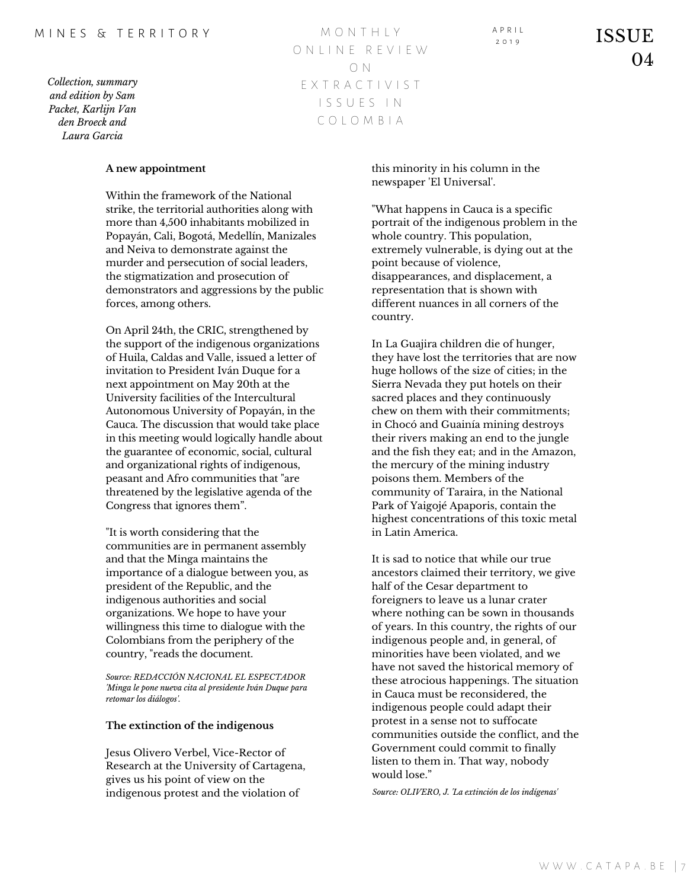### A new appointment

Within the framework of the National strike, the territorial authorities along with more than 4,500 inhabitants mobilized in Popayán, Cali, Bogotá, Medellín, Manizales and Neiva to demonstrate against the murder and persecution of social leaders, the stigmatization and prosecution of demonstrators and aggressions by the public forces, among others.

On April 24th, the CRIC, strengthened by the support of the indigenous organizations of Huila, Caldas and Valle, issued a letter of invitation to President Iván Duque for a next appointment on May 20th at the University facilities of the Intercultural Autonomous University of Popayán, in the Cauca. The discussion that would take place in this meeting would logically handle about the guarantee of economic, social, cultural and organizational rights of indigenous, peasant and Afro communities that "are threatened by the legislative agenda of the Congress that ignores them".

"It is worth considering that the communities are in permanent assembly and that the Minga maintains the importance of a dialogue between you, as president of the Republic, and the indigenous authorities and social organizations. We hope to have your willingness this time to dialogue with the Colombians from the periphery of the country, "reads the document.

*Source: REDACCIÓN NACIONAL EL ESPECTADOR 'Minga le pone nueva cita al presidente Iván Duque para retomar los diálogos'.*

### The extinction of the indigenous

Jesus Olivero Verbel, Vice-Rector of Research at the University of Cartagena, gives us his point of view on the indigenous protest and the violation of this minority in his column in the newspaper 'El Universal'.

"What happens in Cauca is a specific portrait of the indigenous problem in the whole country. This population, extremely vulnerable, is dying out at the point because of violence, disappearances, and displacement, a representation that is shown with different nuances in all corners of the country.

In La Guajira children die of hunger, they have lost the territories that are now huge hollows of the size of cities; in the Sierra Nevada they put hotels on their sacred places and they continuously chew on them with their commitments; in Chocó and Guainía mining destroys their rivers making an end to the jungle and the fish they eat; and in the Amazon, the mercury of the mining industry poisons them. Members of the community of Taraira, in the National Park of Yaigojé Apaporis, contain the highest concentrations of this toxic metal in Latin America.

It is sad to notice that while our true ancestors claimed their territory, we give half of the Cesar department to foreigners to leave us a lunar crater where nothing can be sown in thousands of years. In this country, the rights of our indigenous people and, in general, of minorities have been violated, and we have not saved the historical memory of these atrocious happenings. The situation in Cauca must be reconsidered, the indigenous people could adapt their protest in a sense not to suffocate communities outside the conflict, and the Government could commit to finally listen to them in. That way, nobody would lose."

*Source: OLIVERO, J. 'La extinción de los indígenas'*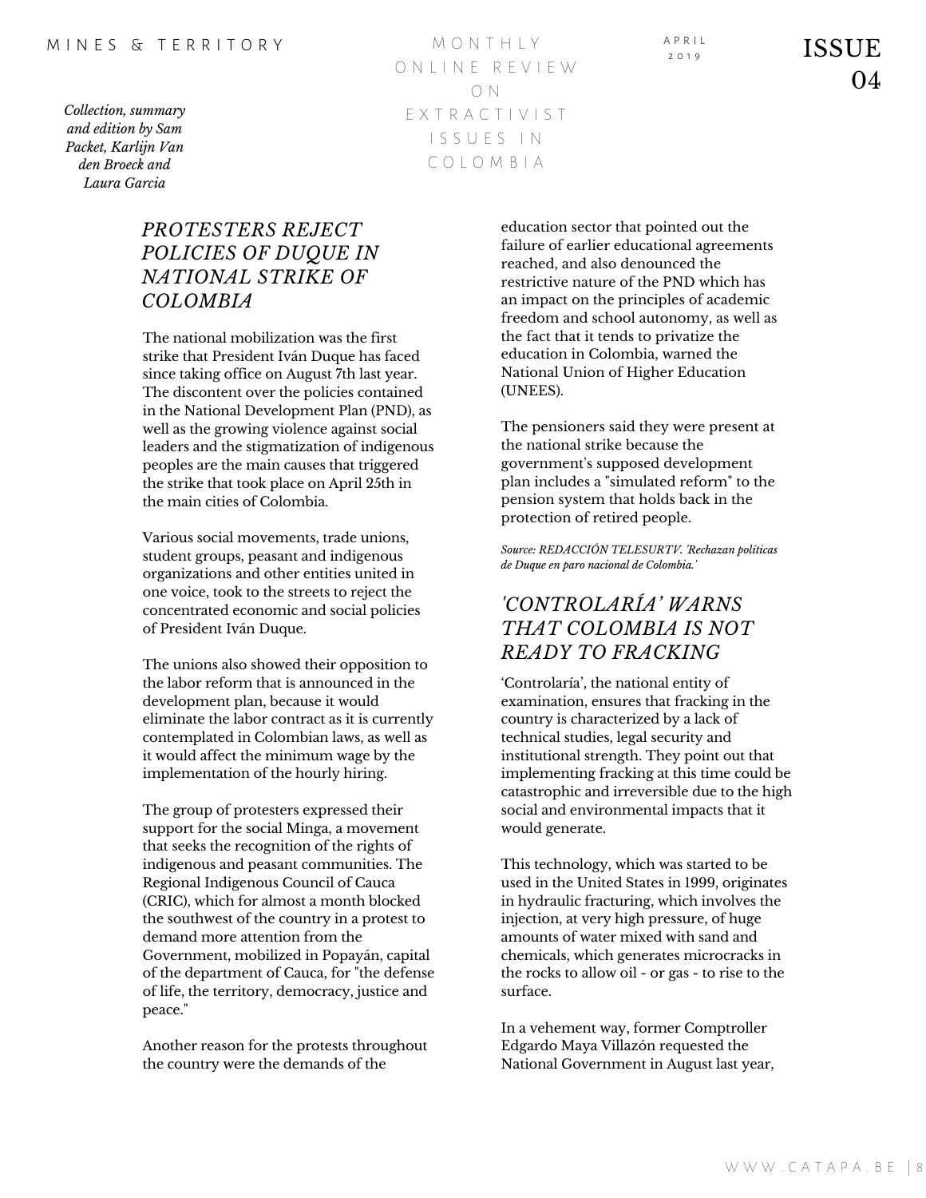## *PROTESTERS REJECT POLICIES OF DUQUE IN NATIONAL STRIKE OF COLOMBIA*

The national mobilization was the first strike that President Iván Duque has faced since taking office on August 7th last year. The discontent over the policies contained in the National Development Plan (PND), as well as the growing violence against social leaders and the stigmatization of indigenous peoples are the main causes that triggered the strike that took place on April 25th in the main cities of Colombia.

Various social movements, trade unions, student groups, peasant and indigenous organizations and other entities united in one voice, took to the streets to reject the concentrated economic and social policies of President Iván Duque.

The unions also showed their opposition to the labor reform that is announced in the development plan, because it would eliminate the labor contract as it is currently contemplated in Colombian laws, as well as it would affect the minimum wage by the implementation of the hourly hiring.

The group of protesters expressed their support for the social Minga, a movement that seeks the recognition of the rights of indigenous and peasant communities. The Regional Indigenous Council of Cauca (CRIC), which for almost a month blocked the southwest of the country in a protest to demand more attention from the Government, mobilized in Popayán, capital of the department of Cauca, for "the defense of life, the territory, democracy, justice and peace."

Another reason for the protests throughout the country were the demands of the education sector that pointed out the failure of earlier educational agreements reached, and also denounced the restrictive nature of the PND which has an impact on the principles of academic freedom and school autonomy, as well as the fact that it tends to privatize the education in Colombia, warned the National Union of Higher Education (UNEES).

The pensioners said they were present at the national strike because the government's supposed development plan includes a "simulated reform" to the pension system that holds back in the protection of retired people.

*Source: REDACCIÓN TELESURTV. 'Rechazan políticas de Duque en paro nacional de Colombia.'*

## *'CONTROLARÍA' WARNS THAT COLOMBIA IS NOT READY TO FRACKING*

'Controlaría', the national entity of examination, ensures that fracking in the country is characterized by a lack of technical studies, legal security and institutional strength. They point out that implementing fracking at this time could be catastrophic and irreversible due to the high social and environmental impacts that it would generate.

This technology, which was started to be used in the United States in 1999, originates in hydraulic fracturing, which involves the injection, at very high pressure, of huge amounts of water mixed with sand and chemicals, which generates microcracks in the rocks to allow oil - or gas - to rise to the surface.

In a vehement way, former Comptroller Edgardo Maya Villazón requested the National Government in August last year,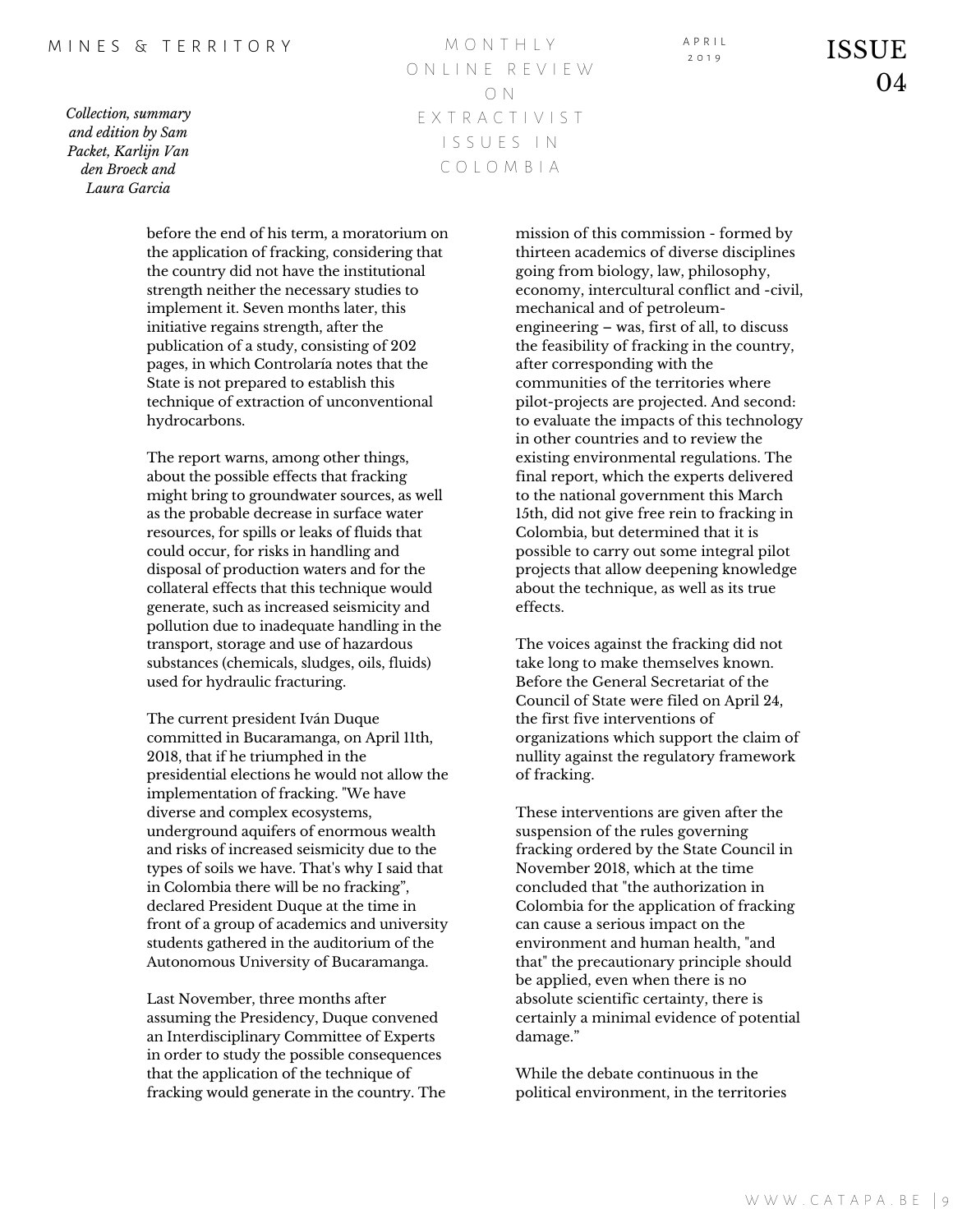before the end of his term, a moratorium on the application of fracking, considering that the country did not have the institutional strength neither the necessary studies to implement it. Seven months later, this initiative regains strength, after the publication of a study, consisting of 202 pages, in which Controlaría notes that the State is not prepared to establish this technique of extraction of unconventional hydrocarbons.

The report warns, among other things, about the possible effects that fracking might bring to groundwater sources, as well as the probable decrease in surface water resources, for spills or leaks of fluids that could occur, for risks in handling and disposal of production waters and for the collateral effects that this technique would generate, such as increased seismicity and pollution due to inadequate handling in the transport, storage and use of hazardous substances (chemicals, sludges, oils, fluids) used for hydraulic fracturing.

The current president Iván Duque committed in Bucaramanga, on April 11th, 2018, that if he triumphed in the presidential elections he would not allow the implementation of fracking. "We have diverse and complex ecosystems, underground aquifers of enormous wealth and risks of increased seismicity due to the types of soils we have. That's why I said that in Colombia there will be no fracking", declared President Duque at the time in front of a group of academics and university students gathered in the auditorium of the Autonomous University of Bucaramanga.

Last November, three months after assuming the Presidency, Duque convened an Interdisciplinary Committee of Experts in order to study the possible consequences that the application of the technique of fracking would generate in the country. The mission of this commission - formed by thirteen academics of diverse disciplines going from biology, law, philosophy, economy, intercultural conflict and -civil, mechanical and of petroleum-engineering – was, first of all, to discuss the feasibility of fracking in the country, after corresponding with the communities of the territories where pilot-projects are projected. And second: to evaluate the impacts of this technology in other countries and to review the existing environmental regulations. The final report, which the experts delivered to the national government this March 15th, did not give free rein to fracking in Colombia, but determined that it is possible to carry out some integral pilot projects that allow deepening knowledge about the technique, as well as its true effects.

The voices against the fracking did not take long to make themselves known. Before the General Secretariat of the Council of State were filed on April 24, the first five interventions of organizations which support the claim of nullity against the regulatory framework of fracking.

These interventions are given after the suspension of the rules governing fracking ordered by the State Council in November 2018, which at the time concluded that "the authorization in Colombia for the application of fracking can cause a serious impact on the environment and human health, "and that" the precautionary principle should be applied, even when there is no absolute scientific certainty, there is certainly a minimal evidence of potential damage."

While the debate continuous in the political environment, in the territories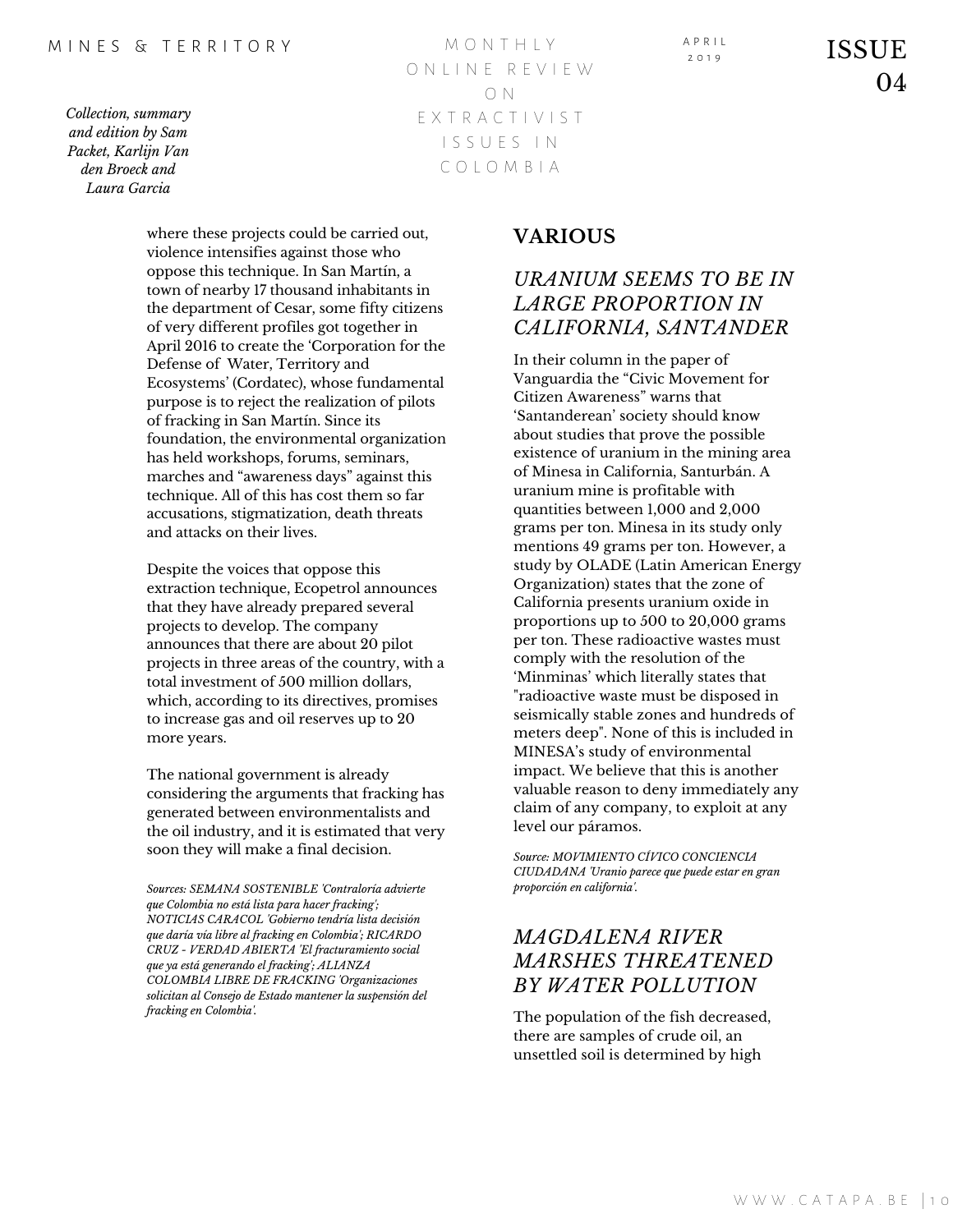where these projects could be carried out, violence intensifies against those who oppose this technique. In San Martín, a town of nearby 17 thousand inhabitants in the department of Cesar, some fifty citizens of very different profiles got together in April 2016 to create the 'Corporation for the Defense of Water, Territory and Ecosystems' (Cordatec), whose fundamental purpose is to reject the realization of pilots of fracking in San Martín. Since its foundation, the environmental organization has held workshops, forums, seminars, marches and "awareness days" against this technique. All of this has cost them so far accusations, stigmatization, death threats and attacks on their lives.

Despite the voices that oppose this extraction technique, Ecopetrol announces that they have already prepared several projects to develop. The company announces that there are about 20 pilot projects in three areas of the country, with a total investment of 500 million dollars, which, according to its directives, promises to increase gas and oil reserves up to 20 more years.

The national government is already considering the arguments that fracking has generated between environmentalists and the oil industry, and it is estimated that very soon they will make a final decision.

*Sources: SEMANA SOSTENIBLE 'Contraloría advierte que Colombia no está lista para hacer fracking'; NOTICIAS CARACOL 'Gobierno tendría lista decisión que daría vía libre al fracking en Colombia'; RICARDO CRUZ - VERDAD ABIERTA 'El fracturamiento social que ya está generando el fracking'; ALIANZA COLOMBIA LIBRE DE FRACKING 'Organizaciones solicitan al Consejo de Estado mantener la suspensión del fracking en Colombia'.*

## VARIOUS

### *URANIUM SEEMS TO BE IN LARGE PROPORTION IN CALIFORNIA, SANTANDER*

In their column in the paper of Vanguardia the "Civic Movement for Citizen Awareness" warns that 'Santanderean' society should know about studies that prove the possible existence of uranium in the mining area of Minesa in California, Santurbán. A uranium mine is profitable with quantities between 1,000 and 2,000 grams per ton. Minesa in its study only mentions 49 grams per ton. However, a study by OLADE (Latin American Energy Organization) states that the zone of California presents uranium oxide in proportions up to 500 to 20,000 grams per ton. These radioactive wastes must comply with the resolution of the 'Minminas' which literally states that "radioactive waste must be disposed in seismically stable zones and hundreds of meters deep". None of this is included in MINESA's study of environmental impact. We believe that this is another valuable reason to deny immediately any claim of any company, to exploit at any level our páramos.

*Source: MOVIMIENTO CÍVICO CONCIENCIA CIUDADANA 'Uranio parece que puede estar en gran proporción en california'.*

### *MAGDALENA RIVER MARSHES THREATENED BY WATER POLLUTION*

The population of the fish decreased, there are samples of crude oil, an unsettled soil is determined by high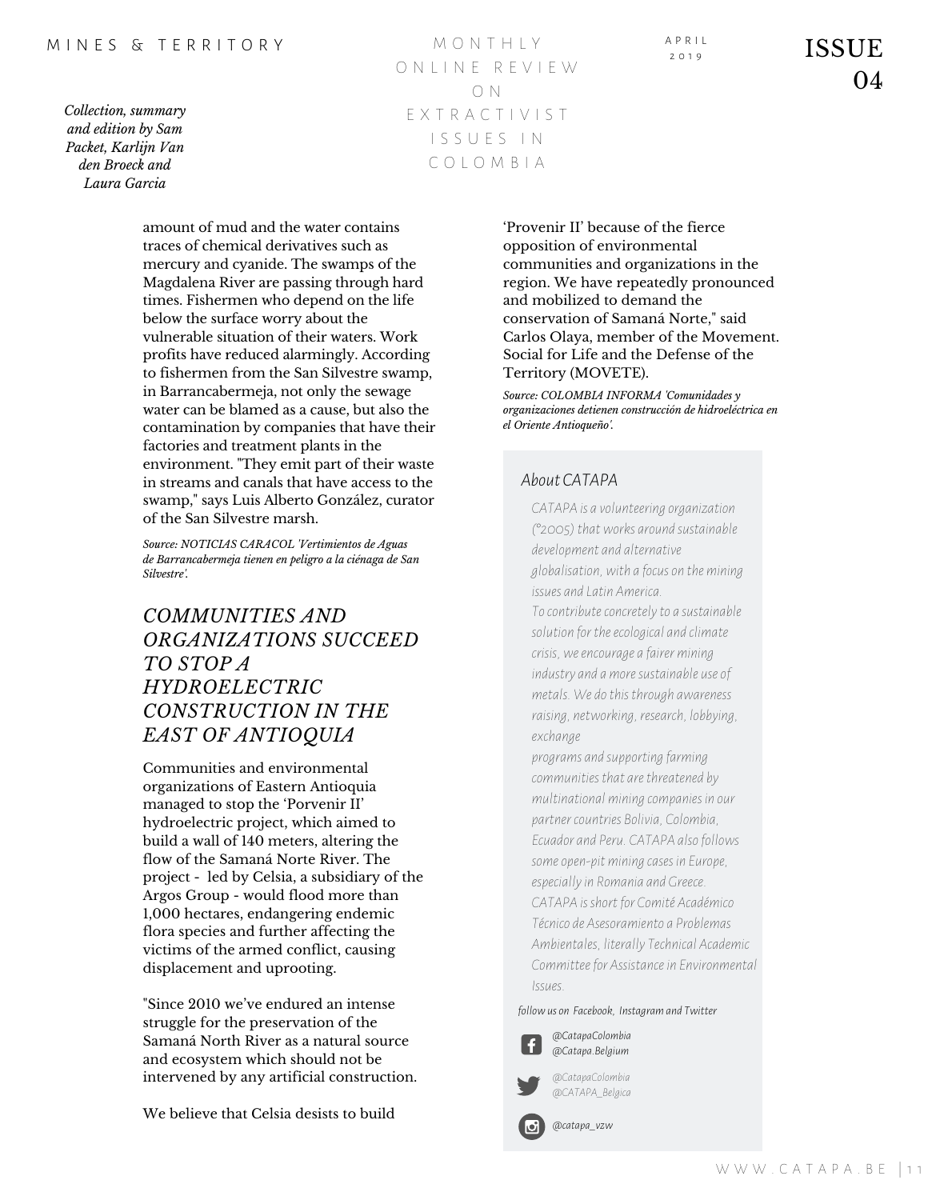amount of mud and the water contains traces of chemical derivatives such as mercury and cyanide. The swamps of the Magdalena River are passing through hard times. Fishermen who depend on the life below the surface worry about the vulnerable situation of their waters. Work profits have reduced alarmingly. According to fishermen from the San Silvestre swamp, in Barrancabermeja, not only the sewage water can be blamed as a cause, but also the contamination by companies that have their factories and treatment plants in the environment. "They emit part of their waste in streams and canals that have access to the swamp," says Luis Alberto González, curator of the San Silvestre marsh.

*Source: NOTICIAS CARACOL 'Vertimientos de Aguas de Barrancabermeja tienen en peligro a la ciénaga de San Silvestre'.*

## *COMMUNITIES AND ORGANIZATIONS SUCCEED TO STOP A HYDROELECTRIC CONSTRUCTION IN THE EAST OF ANTIOQUIA*

Communities and environmental organizations of Eastern Antioquia managed to stop the 'Porvenir II' hydroelectric project, which aimed to build a wall of 140 meters, altering the flow of the Samaná Norte River. The project - led by Celsia, a subsidiary of the Argos Group - would flood more than 1,000 hectares, endangering endemic flora species and further affecting the victims of the armed conflict, causing displacement and uprooting.

"Since 2010 we've endured an intense struggle for the preservation of the Samaná North River as a natural source and ecosystem which should not be intervened by any artificial construction.

We believe that Celsia desists to build 'Provenir II' because of the fierce opposition of environmental communities and organizations in the region. We have repeatedly pronounced and mobilized to demand the conservation of Samaná Norte," said Carlos Olaya, member of the Movement. Social for Life and the Defense of the Territory (MOVETE).

*Source: COLOMBIA INFORMA 'Comunidades y organizaciones detienen construcción de hidroeléctrica en el Oriente Antioqueño'.*

### *About CATAPA*

*CATAPA is a volunteering organization (°2005) that works around sustainable development and alternative globalisation, with a focus on the mining issues and Latin America.*
*To contribute concretely to a sustainable solution for the ecological and climate crisis, we encourage a fairer mining industry and a more sustainable use of metals. We do this through awareness raising, networking, research, lobbying, exchange programs and supporting farming communities that are threatened by multinational mining companies in our partner countries Bolivia, Colombia, Ecuador and Peru. CATAPA also follows some open-pit mining cases in Europe, especially in Romania and Greece.*
*CATAPA is short for Comité Académico Técnico de Asesoramiento a Problemas Ambientales, literally Technical Academic Committee for Assistance in Environmental Issues.*

*follow us on Facebook, Instagram and Twitter*

*@CatapaColombia*
*@Catapa.Belgium*

*@CatapaColombia*
*@CATAPA_Belgica*

*@catapa_vzw*